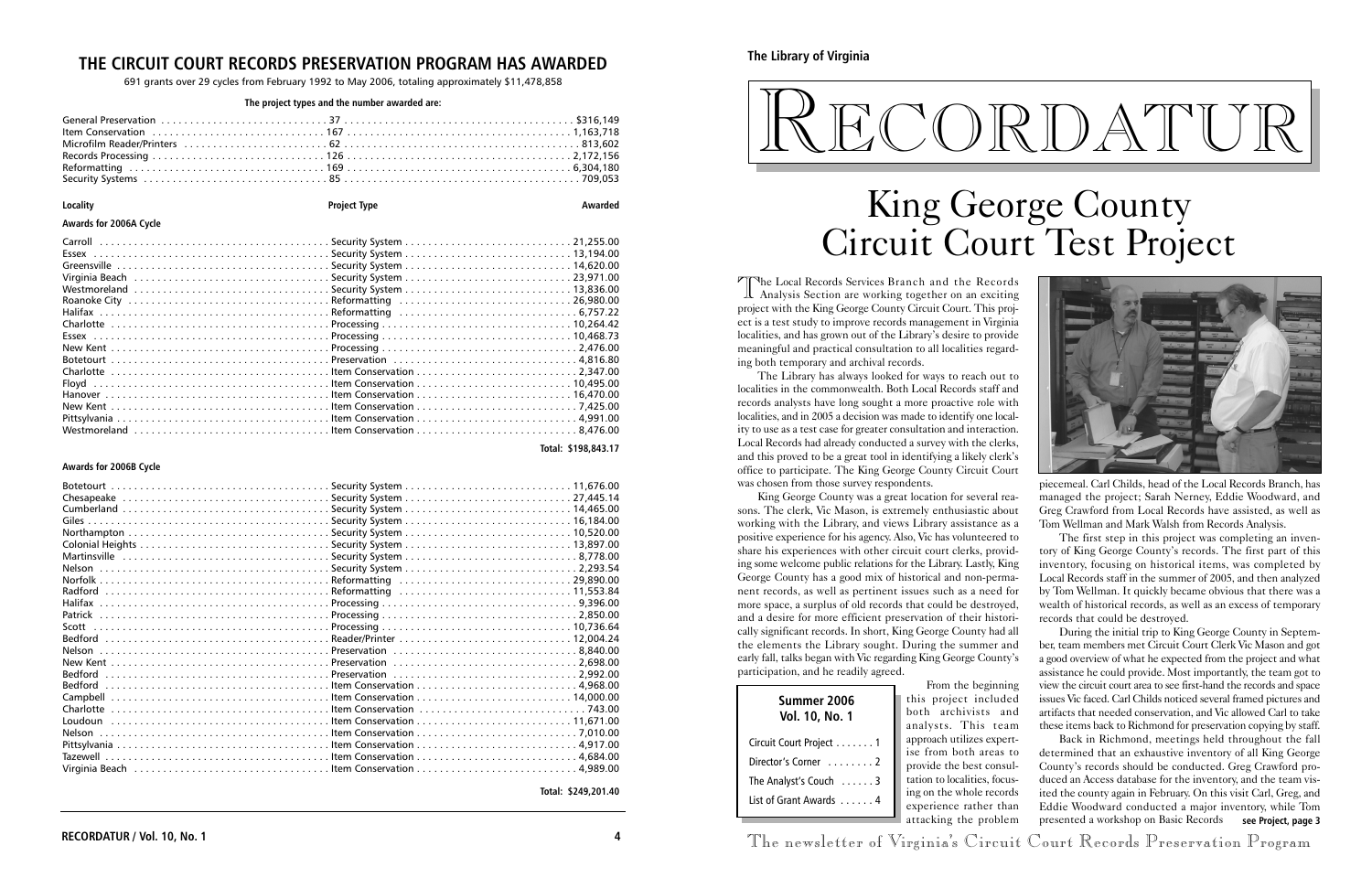## THE CIRCUIT COURT RECORDS PRESERVATION PROGRAM HAS AWARDED

691 grants over 29 cycles from February 1992 to May 2006, totaling approximately $11,478,858

**The project types and the number awarded are:**

| Project Type | Number | Amount |
|---|---|---|
| General Preservation | 37 | $316,149 |
| Item Conservation | 167 | 1,163,718 |
| Microfilm Reader/Printers | 62 | 813,602 |
| Records Processing | 126 | 2,172,156 |
| Reformatting | 169 | 6,304,180 |
| Security Systems | 85 | 709,053 |

### Awards for 2006A Cycle

| Locality | Project Type | Awarded |
|---|---|---|
| Carroll | Security System | 21,255.00 |
| Essex | Security System | 13,194.00 |
| Greensville | Security System | 14,620.00 |
| Virginia Beach | Security System | 23,971.00 |
| Westmoreland | Security System | 13,836.00 |
| Roanoke City | Reformatting | 26,980.00 |
| Halifax | Reformatting | 6,757.22 |
| Charlotte | Processing | 10,264.42 |
| Essex | Processing | 10,468.73 |
| New Kent | Processing | 2,476.00 |
| Botetourt | Preservation | 4,816.80 |
| Charlotte | Item Conservation | 2,347.00 |
| Floyd | Item Conservation | 10,495.00 |
| Hanover | Item Conservation | 16,470.00 |
| New Kent | Item Conservation | 7,425.00 |
| Pittsylvania | Item Conservation | 4,991.00 |
| Westmoreland | Item Conservation | 8,476.00 |
| | | **Total: $198,843.17** |

### Awards for 2006B Cycle

| Locality | Project Type | Awarded |
|---|---|---|
| Botetourt | Security System | 11,676.00 |
| Chesapeake | Security System | 27,445.14 |
| Cumberland | Security System | 14,465.00 |
| Giles | Security System | 16,184.00 |
| Northampton | Security System | 10,520.00 |
| Colonial Heights | Security System | 13,897.00 |
| Martinsville | Security System | 8,778.00 |
| Nelson | Security System | 2,293.54 |
| Norfolk | Reformatting | 29,890.00 |
| Radford | Reformatting | 11,553.84 |
| Halifax | Processing | 9,396.00 |
| Patrick | Processing | 2,850.00 |
| Scott | Processing | 10,736.64 |
| Bedford | Reader/Printer | 12,004.24 |
| Nelson | Preservation | 8,840.00 |
| New Kent | Preservation | 2,698.00 |
| Bedford | Preservation | 2,992.00 |
| Bedford | Item Conservation | 4,968.00 |
| Campbell | Item Conservation | 14,000.00 |
| Charlotte | Item Conservation | 743.00 |
| Loudoun | Item Conservation | 11,671.00 |
| Nelson | Item Conservation | 7,010.00 |
| Pittsylvania | Item Conservation | 4,917.00 |
| Tazewell | Item Conservation | 4,684.00 |
| Virginia Beach | Item Conservation | 4,989.00 |
| | | **Total: $249,201.40** |

**The Library of Virginia**

# RECORDATUR

# King George County Circuit Court Test Project

The Local Records Services Branch and the Records Analysis Section are working together on an exciting project with the King George County Circuit Court. This project is a test study to improve records management in Virginia localities, and has grown out of the Library's desire to provide meaningful and practical consultation to all localities regarding both temporary and archival records.

The Library has always looked for ways to reach out to localities in the commonwealth. Both Local Records staff and records analysts have long sought a more proactive role with localities, and in 2005 a decision was made to identify one locality to use as a test case for greater consultation and interaction. Local Records had already conducted a survey with the clerks, and this proved to be a great tool in identifying a likely clerk's office to participate. The King George County Circuit Court was chosen from those survey respondents.

King George County was a great location for several reasons. The clerk, Vic Mason, is extremely enthusiastic about working with the Library, and views Library assistance as a positive experience for his agency. Also, Vic has volunteered to share his experiences with other circuit court clerks, providing some welcome public relations for the Library. Lastly, King George County has a good mix of historical and non-permanent records, as well as pertinent issues such as a need for more space, a surplus of old records that could be destroyed, and a desire for more efficient preservation of their historically significant records. In short, King George County had all the elements the Library sought. During the summer and early fall, talks began with Vic regarding King George County's participation, and he readily agreed.

**Summer 2006**
**Vol. 10, No. 1**

- Circuit Court Project . . . . . . . 1
- Director's Corner . . . . . . . . 2
- The Analyst's Couch . . . . . . 3
- List of Grant Awards . . . . . . 4

From the beginning this project included both archivists and analysts. This team approach utilizes expertise from both areas to provide the best consultation to localities, focusing on the whole records experience rather than attacking the problem piecemeal. Carl Childs, head of the Local Records Branch, has managed the project; Sarah Nerney, Eddie Woodward, and Greg Crawford from Local Records have assisted, as well as Tom Wellman and Mark Walsh from Records Analysis.

The first step in this project was completing an inventory of King George County's records. The first part of this inventory, focusing on historical items, was completed by Local Records staff in the summer of 2005, and then analyzed by Tom Wellman. It quickly became obvious that there was a wealth of historical records, as well as an excess of temporary records that could be destroyed.

During the initial trip to King George County in September, team members met Circuit Court Clerk Vic Mason and got a good overview of what he expected from the project and what assistance he could provide. Most importantly, the team got to view the circuit court area to see first-hand the records and space issues Vic faced. Carl Childs noticed several framed pictures and artifacts that needed conservation, and Vic allowed Carl to take these items back to Richmond for preservation copying by staff.

Back in Richmond, meetings held throughout the fall determined that an exhaustive inventory of all King George County's records should be conducted. Greg Crawford produced an Access database for the inventory, and the team visited the county again in February. On this visit Carl, Greg, and Eddie Woodward conducted a major inventory, while Tom presented a workshop on Basic Records **see Project, page 3**

The newsletter of Virginia's Circuit Court Records Preservation Program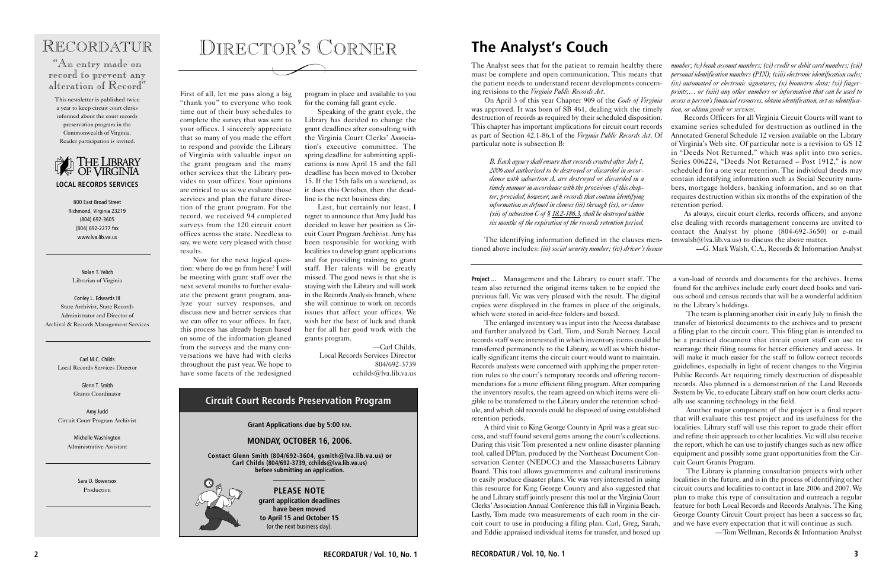# RECORDATUR

"An entry made on record to prevent any alteration of Record"

This newsletter is published twice a year to keep circuit court clerks informed about the court records preservation program in the Commonwealth of Virginia. Reader participation is invited.

THE LIBRARY OF VIRGINIA

**LOCAL RECORDS SERVICES**

800 East Broad Street
Richmond, Virginia 23219
(804) 692-3605
(804) 692-2277 fax
www.lva.lib.va.us

Nolan T. Yelich
Librarian of Virginia

Conley L. Edwards III
State Archivist, State Records Administrator and Director of Archival & Records Management Services

Carl M.C. Childs
Local Records Services Director

Glenn T. Smith
Grants Coordinator

Amy Judd
Circuit Court Program Archivist

Michelle Washington
Administrative Assistant

Sara D. Bowersox
Production

# DIRECTOR'S CORNER

First of all, let me pass along a big "thank you" to everyone who took time out of their busy schedules to complete the survey that was sent to your offices. I sincerely appreciate that so many of you made the effort to respond and provide the Library of Virginia with valuable input on the grant program and the many other services that the Library provides to your offices. Your opinions are critical to us as we evaluate those services and plan the future direction of the grant program. For the record, we received 94 completed surveys from the 120 circuit court offices across the state. Needless to say, we were very pleased with those results.

Now for the next logical question: where do we go from here? I will be meeting with grant staff over the next several months to further evaluate the present grant program, analyze your survey responses, and discuss new and better services that we can offer to your offices. In fact, this process has already begun based on some of the information gleaned from the surveys and the many conversations we have had with clerks throughout the past year. We hope to have some facets of the redesigned program in place and available to you for the coming fall grant cycle.

Speaking of the grant cycle, the Library has decided to change the grant deadlines after consulting with the Virginia Court Clerks' Association's executive committee. The spring deadline for submitting applications is now April 15 and the fall deadline has been moved to October 15. If the 15th falls on a weekend, as it does this October, then the deadline is the next business day.

Last, but certainly not least, I regret to announce that Amy Judd has decided to leave her position as Circuit Court Program Archivist. Amy has been responsible for working with localities to develop grant applications and for providing training to grant staff. Her talents will be greatly missed. The good news is that she is staying with the Library and will work in the Records Analysis branch, where she will continue to work on records issues that affect your offices. We wish her the best of luck and thank her for all her good work with the grants program.

—Carl Childs,
Local Records Services Director
804/692-3739
cchilds@lva.lib.va.us

## Circuit Court Records Preservation Program

**Grant Applications due by 5:00 P.M.**

**MONDAY, OCTOBER 16, 2006.**

**Contact Glenn Smith (804/692-3604, gsmith@lva.lib.va.us) or Carl Childs (804/692-3739, cchilds@lva.lib.va.us) before submitting an application.**

**PLEASE NOTE**
**grant application deadlines have been moved to April 15 and October 15**
(or the next business day).

# The Analyst's Couch

The Analyst sees that for the patient to remain healthy there must be complete and open communication. This means that the patient needs to understand recent developments concerning revisions to the *Virginia Public Records Act*.

On April 3 of this year Chapter 909 of the *Code of Virginia* was approved. It was born of SB 461, dealing with the timely destruction of records as required by their scheduled disposition. This chapter has important implications for circuit court records as part of Section 42.1-86.1 of the *Virginia Public Records Act*. Of particular note is subsection B:

> *B. Each agency shall ensure that records created after July 1, 2006 and authorized to be destroyed or discarded in accordance with subsection A, are destroyed or discarded in a timely manner in accordance with the provisions of this chapter; provided, however, such records that contain identifying information as defined in clauses (iii) through (ix), or clause (xii) of subsection C of § 18.2-186.3, shall be destroyed within six months of the expiration of the records retention period.*

The identifying information defined in the clauses mentioned above includes: *(iii) social security number; (iv) driver's license number; (v) bank account numbers; (vi) credit or debit card numbers; (vii) personal identification numbers (PIN); (viii) electronic identification codes; (ix) automated or electronic signatures; (x) biometric data; (xi) fingerprints;… or (xiii) any other numbers or information that can be used to access a person's financial resources, obtain identification, act as identification, or obtain goods or services.*

Records Officers for all Virginia Circuit Courts will want to examine series scheduled for destruction as outlined in the Annotated General Schedule 12 version available on the Library of Virginia's Web site. Of particular note is a revision to GS 12 in "Deeds Not Returned," which was split into two series. Series 006224, "Deeds Not Returned – Post 1912," is now scheduled for a one year retention. The individual deeds may contain identifying information such as Social Security numbers, mortgage holders, banking information, and so on that requires destruction within six months of the expiration of the retention period.

As always, circuit court clerks, records officers, and anyone else dealing with records management concerns are invited to contact the Analyst by phone (804-692-3650) or e-mail (mwalsh@lva.lib.va.us) to discuss the above matter.

—G. Mark Walsh, C.A., Records & Information Analyst

**Project ...** Management and the Library to court staff. The team also returned the original items taken to be copied the previous fall. Vic was very pleased with the result. The digital copies were displayed in the frames in place of the originals, which were stored in acid-free folders and boxed.

The enlarged inventory was input into the Access database and further analyzed by Carl, Tom, and Sarah Nerney. Local records staff were interested in which inventory items could be transferred permanently to the Library, as well as which historically significant items the circuit court would want to maintain. Records analysts were concerned with applying the proper retention rules to the court's temporary records and offering recommendations for a more efficient filing program. After comparing the inventory results, the team agreed on which items were eligible to be transferred to the Library under the retention schedule, and which old records could be disposed of using established retention periods.

A third visit to King George County in April was a great success, and staff found several gems among the court's collections. During this visit Tom presented a new online disaster planning tool, called DPlan, produced by the Northeast Document Conservation Center (NEDCC) and the Massachusetts Library Board. This tool allows governments and cultural institutions to easily produce disaster plans. Vic was very interested in using this resource for King George County and also suggested that he and Library staff jointly present this tool at the Virginia Court Clerks' Association Annual Conference this fall in Virginia Beach. Lastly, Tom made two measurements of each room in the circuit court to use in producing a filing plan. Carl, Greg, Sarah, and Eddie appraised individual items for transfer, and boxed up a van-load of records and documents for the archives. Items found for the archives include early court deed books and various school and census records that will be a wonderful addition to the Library's holdings.

The team is planning another visit in early July to finish the transfer of historical documents to the archives and to present a filing plan to the circuit court. This filing plan is intended to be a practical document that circuit court staff can use to rearrange their filing rooms for better efficiency and access. It will make it much easier for the staff to follow correct records guidelines, especially in light of recent changes to the Virginia Public Records Act requiring timely destruction of disposable records. Also planned is a demonstration of the Land Records System by Vic, to educate Library staff on how court clerks actually use scanning technology in the field.

Another major component of the project is a final report that will evaluate this test project and its usefulness for the localities. Library staff will use this report to grade their effort and refine their approach to other localities. Vic will also receive the report, which he can use to justify changes such as new office equipment and possibly some grant opportunities from the Circuit Court Grants Program.

The Library is planning consultation projects with other localities in the future, and is in the process of identifying other circuit courts and localities to contact in late 2006 and 2007. We plan to make this type of consultation and outreach a regular feature for both Local Records and Records Analysis. The King George County Circuit Court project has been a success so far, and we have every expectation that it will continue as such.

—Tom Wellman, Records & Information Analyst